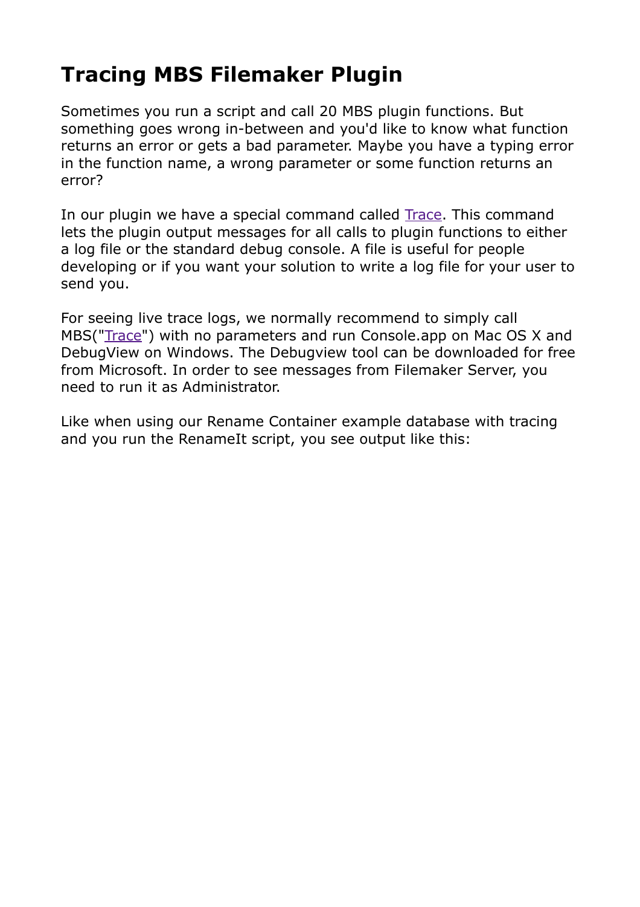# Tracing MBS Filemaker Plugin

Sometimes you run a script and call 20 MBS plugin functions. But something goes wrong in-between and you'd like to know what function returns an error or gets a bad parameter. Maybe you have a typing error in the function name, a wrong parameter or some function returns an error?

In our plugin we have a special command called [Trace](). This command lets the plugin output messages for all calls to plugin functions to either a log file or the standard debug console. A file is useful for people developing or if you want your solution to write a log file for your user to send you.

For seeing live trace logs, we normally recommend to simply call MBS("[Trace]()") with no parameters and run Console.app on Mac OS X and DebugView on Windows. The Debugview tool can be downloaded for free from Microsoft. In order to see messages from Filemaker Server, you need to run it as Administrator.

Like when using our Rename Container example database with tracing and you run the RenameIt script, you see output like this: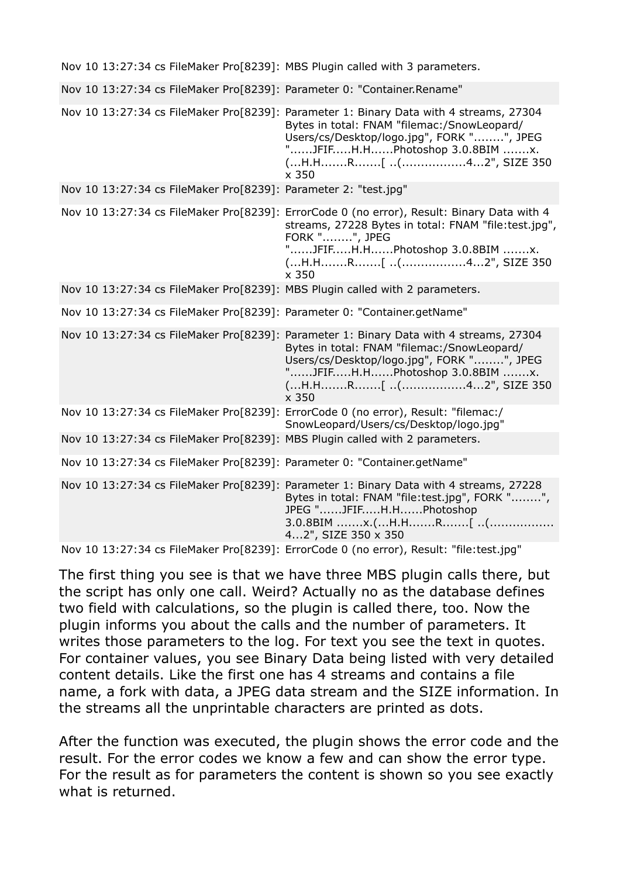| | |
|---|---|
| Nov 10 13:27:34 cs FileMaker Pro[8239]: | MBS Plugin called with 3 parameters. |
| Nov 10 13:27:34 cs FileMaker Pro[8239]: | Parameter 0: "Container.Rename" |
| Nov 10 13:27:34 cs FileMaker Pro[8239]: | Parameter 1: Binary Data with 4 streams, 27304 Bytes in total: FNAM "filemac:/SnowLeopard/Users/cs/Desktop/logo.jpg", FORK "........", JPEG "......JFIF.....H.H......Photoshop 3.0.8BIM .......x.(...H.H.......R.......[ ..(.................4...2", SIZE 350 x 350 |
| Nov 10 13:27:34 cs FileMaker Pro[8239]: | Parameter 2: "test.jpg" |
| Nov 10 13:27:34 cs FileMaker Pro[8239]: | ErrorCode 0 (no error), Result: Binary Data with 4 streams, 27228 Bytes in total: FNAM "file:test.jpg", FORK "........", JPEG "......JFIF.....H.H......Photoshop 3.0.8BIM .......x.(...H.H.......R.......[ ..(.................4...2", SIZE 350 x 350 |
| Nov 10 13:27:34 cs FileMaker Pro[8239]: | MBS Plugin called with 2 parameters. |
| Nov 10 13:27:34 cs FileMaker Pro[8239]: | Parameter 0: "Container.getName" |
| Nov 10 13:27:34 cs FileMaker Pro[8239]: | Parameter 1: Binary Data with 4 streams, 27304 Bytes in total: FNAM "filemac:/SnowLeopard/Users/cs/Desktop/logo.jpg", FORK "........", JPEG "......JFIF.....H.H......Photoshop 3.0.8BIM .......x.(...H.H.......R.......[ ..(.................4...2", SIZE 350 x 350 |
| Nov 10 13:27:34 cs FileMaker Pro[8239]: | ErrorCode 0 (no error), Result: "filemac:/SnowLeopard/Users/cs/Desktop/logo.jpg" |
| Nov 10 13:27:34 cs FileMaker Pro[8239]: | MBS Plugin called with 2 parameters. |
| Nov 10 13:27:34 cs FileMaker Pro[8239]: | Parameter 0: "Container.getName" |
| Nov 10 13:27:34 cs FileMaker Pro[8239]: | Parameter 1: Binary Data with 4 streams, 27228 Bytes in total: FNAM "file:test.jpg", FORK "........", JPEG "......JFIF.....H.H......Photoshop 3.0.8BIM .......x.(...H.H.......R.......[ ..(.................4...2", SIZE 350 x 350 |
| Nov 10 13:27:34 cs FileMaker Pro[8239]: | ErrorCode 0 (no error), Result: "file:test.jpg" |

The first thing you see is that we have three MBS plugin calls there, but the script has only one call. Weird? Actually no as the database defines two field with calculations, so the plugin is called there, too. Now the plugin informs you about the calls and the number of parameters. It writes those parameters to the log. For text you see the text in quotes. For container values, you see Binary Data being listed with very detailed content details. Like the first one has 4 streams and contains a file name, a fork with data, a JPEG data stream and the SIZE information. In the streams all the unprintable characters are printed as dots.

After the function was executed, the plugin shows the error code and the result. For the error codes we know a few and can show the error type. For the result as for parameters the content is shown so you see exactly what is returned.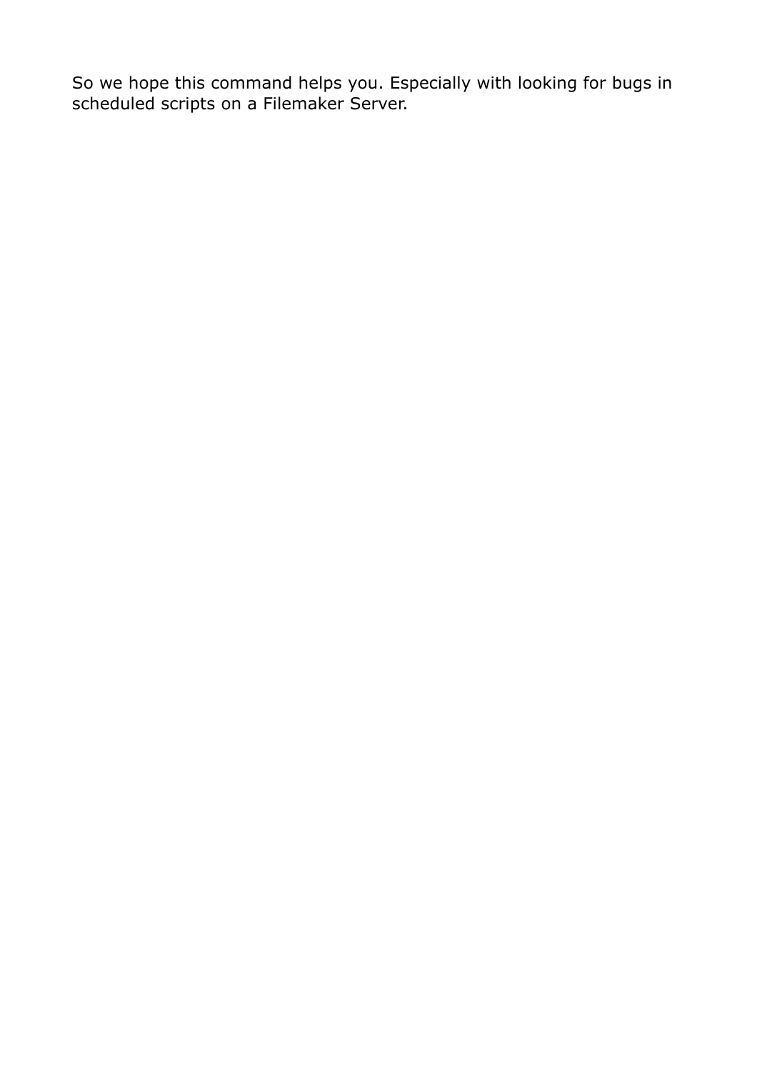So we hope this command helps you. Especially with looking for bugs in scheduled scripts on a Filemaker Server.